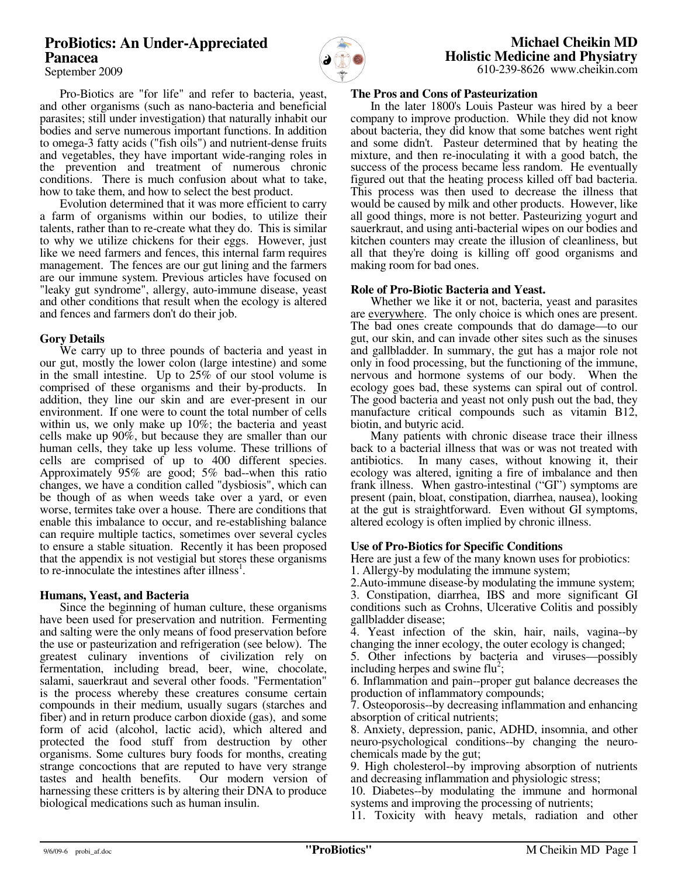# ProBiotics: An Under-Appreciated Panacea

September 2009

**Michael Cheikin MD**
**Holistic Medicine and Physiatry**
610-239-8626 www.cheikin.com

Pro-Biotics are "for life" and refer to bacteria, yeast, and other organisms (such as nano-bacteria and beneficial parasites; still under investigation) that naturally inhabit our bodies and serve numerous important functions. In addition to omega-3 fatty acids ("fish oils") and nutrient-dense fruits and vegetables, they have important wide-ranging roles in the prevention and treatment of numerous chronic conditions. There is much confusion about what to take, how to take them, and how to select the best product.

Evolution determined that it was more efficient to carry a farm of organisms within our bodies, to utilize their talents, rather than to re-create what they do. This is similar to why we utilize chickens for their eggs. However, just like we need farmers and fences, this internal farm requires management. The fences are our gut lining and the farmers are our immune system. Previous articles have focused on "leaky gut syndrome", allergy, auto-immune disease, yeast and other conditions that result when the ecology is altered and fences and farmers don't do their job.

## Gory Details

We carry up to three pounds of bacteria and yeast in our gut, mostly the lower colon (large intestine) and some in the small intestine. Up to 25% of our stool volume is comprised of these organisms and their by-products. In addition, they line our skin and are ever-present in our environment. If one were to count the total number of cells within us, we only make up 10%; the bacteria and yeast cells make up 90%, but because they are smaller than our human cells, they take up less volume. These trillions of cells are comprised of up to 400 different species. Approximately 95% are good; 5% bad--when this ratio changes, we have a condition called "dysbiosis", which can be though of as when weeds take over a yard, or even worse, termites take over a house. There are conditions that enable this imbalance to occur, and re-establishing balance can require multiple tactics, sometimes over several cycles to ensure a stable situation. Recently it has been proposed that the appendix is not vestigial but stores these organisms to re-innoculate the intestines after illness[1].

## Humans, Yeast, and Bacteria

Since the beginning of human culture, these organisms have been used for preservation and nutrition. Fermenting and salting were the only means of food preservation before the use or pasteurization and refrigeration (see below). The greatest culinary inventions of civilization rely on fermentation, including bread, beer, wine, chocolate, salami, sauerkraut and several other foods. "Fermentation" is the process whereby these creatures consume certain compounds in their medium, usually sugars (starches and fiber) and in return produce carbon dioxide (gas), and some form of acid (alcohol, lactic acid), which altered and protected the food stuff from destruction by other organisms. Some cultures bury foods for months, creating strange concoctions that are reputed to have very strange tastes and health benefits. Our modern version of harnessing these critters is by altering their DNA to produce biological medications such as human insulin.

## The Pros and Cons of Pasteurization

In the later 1800's Louis Pasteur was hired by a beer company to improve production. While they did not know about bacteria, they did know that some batches went right and some didn't. Pasteur determined that by heating the mixture, and then re-inoculating it with a good batch, the success of the process became less random. He eventually figured out that the heating process killed off bad bacteria. This process was then used to decrease the illness that would be caused by milk and other products. However, like all good things, more is not better. Pasteurizing yogurt and sauerkraut, and using anti-bacterial wipes on our bodies and kitchen counters may create the illusion of cleanliness, but all that they're doing is killing off good organisms and making room for bad ones.

## Role of Pro-Biotic Bacteria and Yeast.

Whether we like it or not, bacteria, yeast and parasites are everywhere. The only choice is which ones are present. The bad ones create compounds that do damage—to our gut, our skin, and can invade other sites such as the sinuses and gallbladder. In summary, the gut has a major role not only in food processing, but the functioning of the immune, nervous and hormone systems of our body. When the ecology goes bad, these systems can spiral out of control. The good bacteria and yeast not only push out the bad, they manufacture critical compounds such as vitamin B12, biotin, and butyric acid.

Many patients with chronic disease trace their illness back to a bacterial illness that was or was not treated with antibiotics. In many cases, without knowing it, their ecology was altered, igniting a fire of imbalance and then frank illness. When gastro-intestinal ("GI") symptoms are present (pain, bloat, constipation, diarrhea, nausea), looking at the gut is straightforward. Even without GI symptoms, altered ecology is often implied by chronic illness.

## Use of Pro-Biotics for Specific Conditions

Here are just a few of the many known uses for probiotics:

1. Allergy-by modulating the immune system;
2. Auto-immune disease-by modulating the immune system;
3. Constipation, diarrhea, IBS and more significant GI conditions such as Crohns, Ulcerative Colitis and possibly gallbladder disease;
4. Yeast infection of the skin, hair, nails, vagina--by changing the inner ecology, the outer ecology is changed;
5. Other infections by bacteria and viruses—possibly including herpes and swine flu[2];
6. Inflammation and pain--proper gut balance decreases the production of inflammatory compounds;
7. Osteoporosis--by decreasing inflammation and enhancing absorption of critical nutrients;
8. Anxiety, depression, panic, ADHD, insomnia, and other neuro-psychological conditions--by changing the neuro-chemicals made by the gut;
9. High cholesterol--by improving absorption of nutrients and decreasing inflammation and physiologic stress;
10. Diabetes--by modulating the immune and hormonal systems and improving the processing of nutrients;
11. Toxicity with heavy metals, radiation and other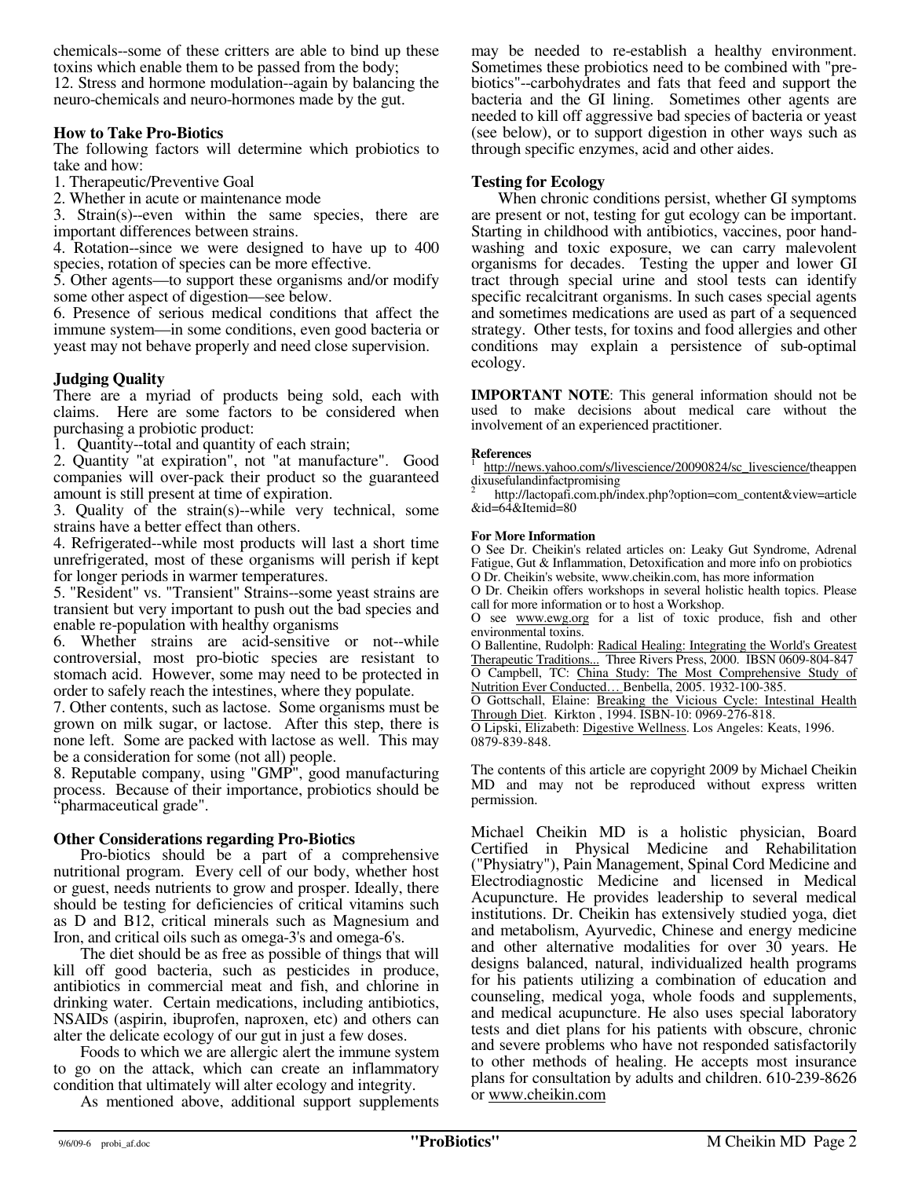chemicals--some of these critters are able to bind up these toxins which enable them to be passed from the body;

12. Stress and hormone modulation--again by balancing the neuro-chemicals and neuro-hormones made by the gut.

**How to Take Pro-Biotics**

The following factors will determine which probiotics to take and how:

1. Therapeutic/Preventive Goal
2. Whether in acute or maintenance mode
3. Strain(s)--even within the same species, there are important differences between strains.
4. Rotation--since we were designed to have up to 400 species, rotation of species can be more effective.
5. Other agents—to support these organisms and/or modify some other aspect of digestion—see below.
6. Presence of serious medical conditions that affect the immune system—in some conditions, even good bacteria or yeast may not behave properly and need close supervision.

**Judging Quality**

There are a myriad of products being sold, each with claims. Here are some factors to be considered when purchasing a probiotic product:

1. Quantity--total and quantity of each strain;
2. Quantity "at expiration", not "at manufacture". Good companies will over-pack their product so the guaranteed amount is still present at time of expiration.
3. Quality of the strain(s)--while very technical, some strains have a better effect than others.
4. Refrigerated--while most products will last a short time unrefrigerated, most of these organisms will perish if kept for longer periods in warmer temperatures.
5. "Resident" vs. "Transient" Strains--some yeast strains are transient but very important to push out the bad species and enable re-population with healthy organisms
6. Whether strains are acid-sensitive or not--while controversial, most pro-biotic species are resistant to stomach acid. However, some may need to be protected in order to safely reach the intestines, where they populate.
7. Other contents, such as lactose. Some organisms must be grown on milk sugar, or lactose. After this step, there is none left. Some are packed with lactose as well. This may be a consideration for some (not all) people.
8. Reputable company, using "GMP", good manufacturing process. Because of their importance, probiotics should be "pharmaceutical grade".

**Other Considerations regarding Pro-Biotics**

Pro-biotics should be a part of a comprehensive nutritional program. Every cell of our body, whether host or guest, needs nutrients to grow and prosper. Ideally, there should be testing for deficiencies of critical vitamins such as D and B12, critical minerals such as Magnesium and Iron, and critical oils such as omega-3's and omega-6's.

The diet should be as free as possible of things that will kill off good bacteria, such as pesticides in produce, antibiotics in commercial meat and fish, and chlorine in drinking water. Certain medications, including antibiotics, NSAIDs (aspirin, ibuprofen, naproxen, etc) and others can alter the delicate ecology of our gut in just a few doses.

Foods to which we are allergic alert the immune system to go on the attack, which can create an inflammatory condition that ultimately will alter ecology and integrity.

As mentioned above, additional support supplements may be needed to re-establish a healthy environment. Sometimes these probiotics need to be combined with "pre-biotics"--carbohydrates and fats that feed and support the bacteria and the GI lining. Sometimes other agents are needed to kill off aggressive bad species of bacteria or yeast (see below), or to support digestion in other ways such as through specific enzymes, acid and other aides.

**Testing for Ecology**

When chronic conditions persist, whether GI symptoms are present or not, testing for gut ecology can be important. Starting in childhood with antibiotics, vaccines, poor hand-washing and toxic exposure, we can carry malevolent organisms for decades. Testing the upper and lower GI tract through special urine and stool tests can identify specific recalcitrant organisms. In such cases special agents and sometimes medications are used as part of a sequenced strategy. Other tests, for toxins and food allergies and other conditions may explain a persistence of sub-optimal ecology.

**IMPORTANT NOTE**: This general information should not be used to make decisions about medical care without the involvement of an experienced practitioner.

**References**

[1] http://news.yahoo.com/s/livescience/20090824/sc_livescience/theappendixusefulandinfactpromising

[2] http://lactopafi.com.ph/index.php?option=com_content&view=article&id=64&Itemid=80

**For More Information**

O See Dr. Cheikin's related articles on: Leaky Gut Syndrome, Adrenal Fatigue, Gut & Inflammation, Detoxification and more info on probiotics

O Dr. Cheikin's website, www.cheikin.com, has more information

O Dr. Cheikin offers workshops in several holistic health topics. Please call for more information or to host a Workshop.

O see www.ewg.org for a list of toxic produce, fish and other environmental toxins.

O Ballentine, Rudolph: Radical Healing: Integrating the World's Greatest Therapeutic Traditions... Three Rivers Press, 2000. IBSN 0609-804-847

O Campbell, TC: China Study: The Most Comprehensive Study of Nutrition Ever Conducted… Benbella, 2005. 1932-100-385.

O Gottschall, Elaine: Breaking the Vicious Cycle: Intestinal Health Through Diet. Kirkton , 1994. ISBN-10: 0969-276-818.

O Lipski, Elizabeth: Digestive Wellness. Los Angeles: Keats, 1996. 0879-839-848.

The contents of this article are copyright 2009 by Michael Cheikin MD and may not be reproduced without express written permission.

Michael Cheikin MD is a holistic physician, Board Certified in Physical Medicine and Rehabilitation ("Physiatry"), Pain Management, Spinal Cord Medicine and Electrodiagnostic Medicine and licensed in Medical Acupuncture. He provides leadership to several medical institutions. Dr. Cheikin has extensively studied yoga, diet and metabolism, Ayurvedic, Chinese and energy medicine and other alternative modalities for over 30 years. He designs balanced, natural, individualized health programs for his patients utilizing a combination of education and counseling, medical yoga, whole foods and supplements, and medical acupuncture. He also uses special laboratory tests and diet plans for his patients with obscure, chronic and severe problems who have not responded satisfactorily to other methods of healing. He accepts most insurance plans for consultation by adults and children. 610-239-8626 or www.cheikin.com